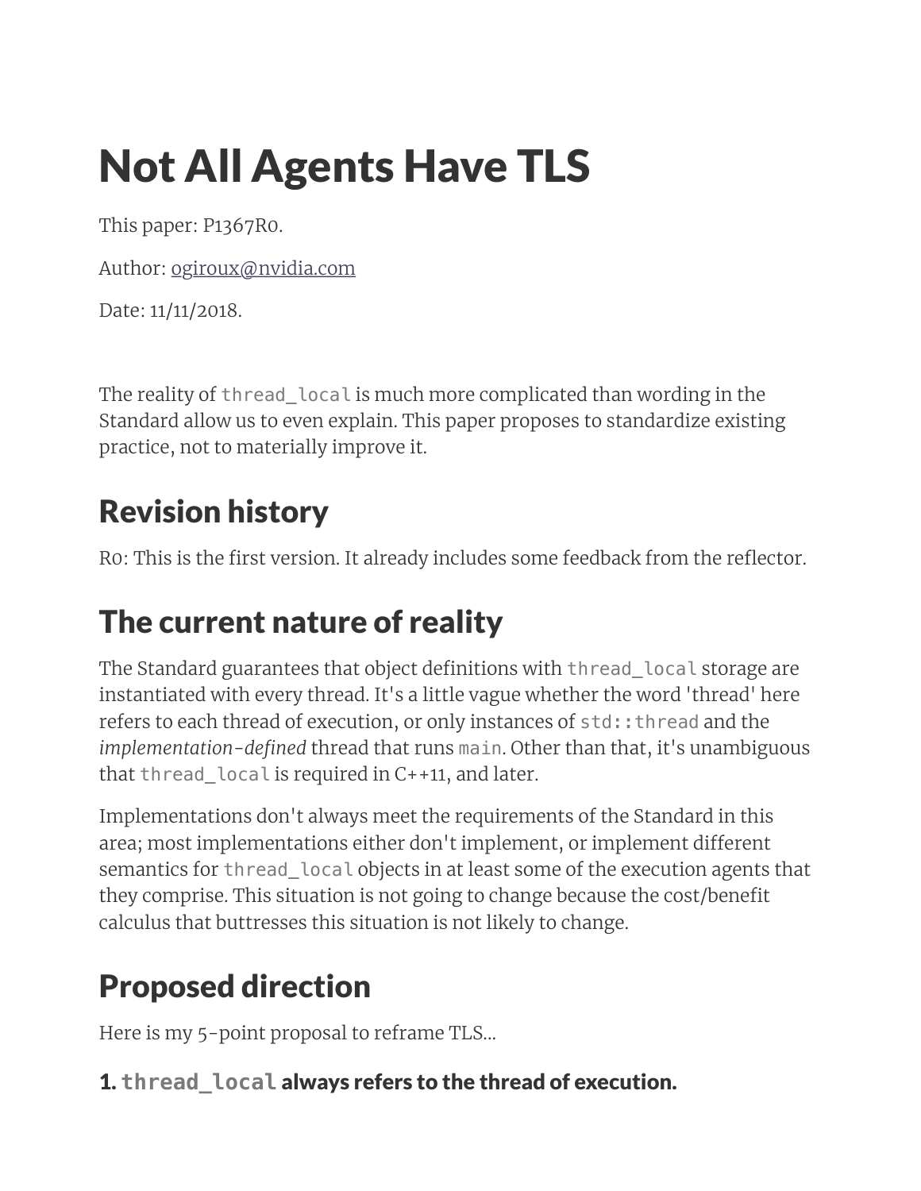# Not All Agents Have TLS

This paper: P1367R0.

Author: [ogiroux@nvidia.com](mailto:ogiroux@nvidia.com)

Date: 11/11/2018.

The reality of `thread_local` is much more complicated than wording in the Standard allow us to even explain. This paper proposes to standardize existing practice, not to materially improve it.

## Revision history

R0: This is the first version. It already includes some feedback from the reflector.

## The current nature of reality

The Standard guarantees that object definitions with `thread_local` storage are instantiated with every thread. It's a little vague whether the word 'thread' here refers to each thread of execution, or only instances of `std::thread` and the *implementation-defined* thread that runs `main`. Other than that, it's unambiguous that `thread_local` is required in C++11, and later.

Implementations don't always meet the requirements of the Standard in this area; most implementations either don't implement, or implement different semantics for `thread_local` objects in at least some of the execution agents that they comprise. This situation is not going to change because the cost/benefit calculus that buttresses this situation is not likely to change.

## Proposed direction

Here is my 5-point proposal to reframe TLS...

### 1. `thread_local` always refers to the thread of execution.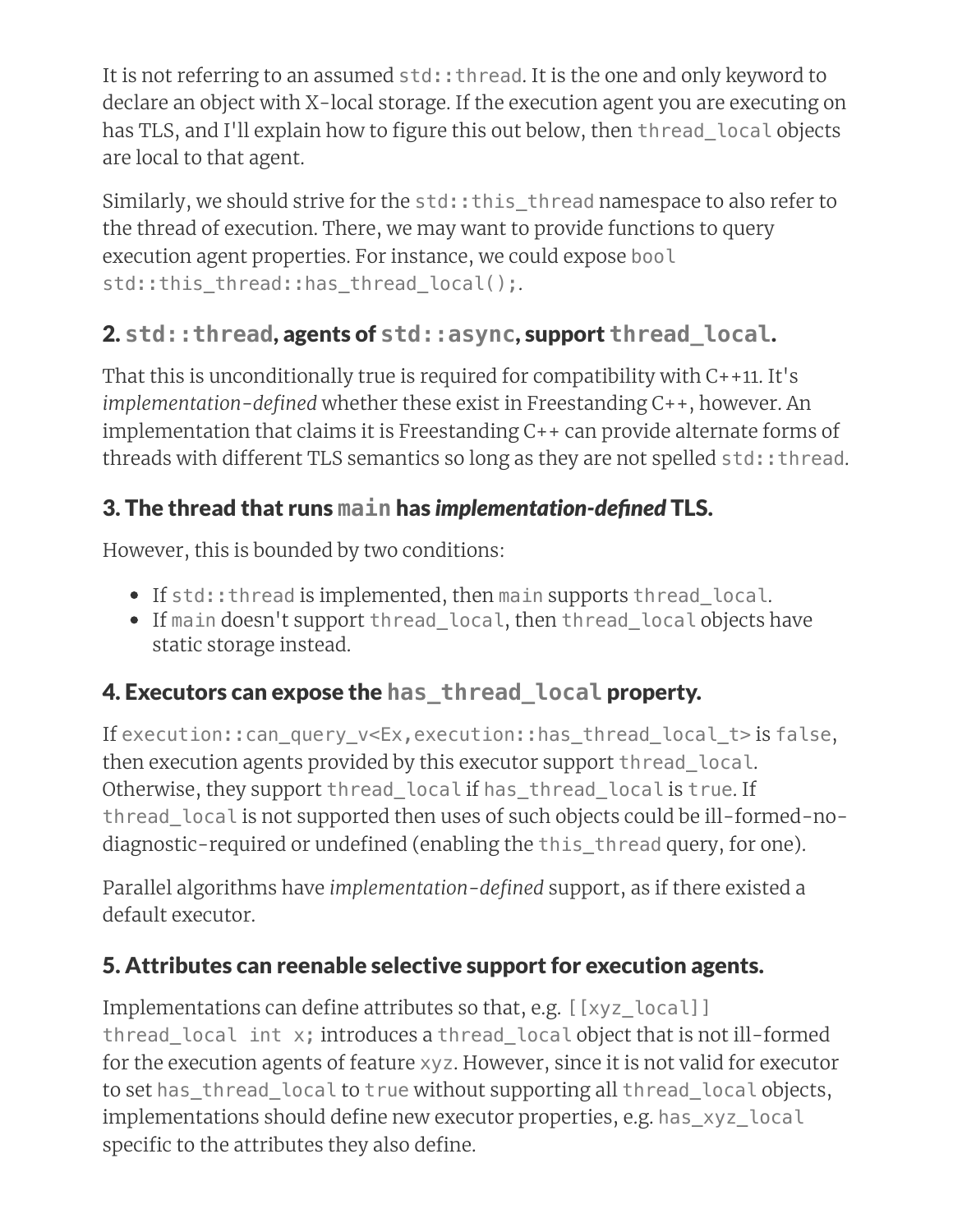It is not referring to an assumed `std::thread`. It is the one and only keyword to declare an object with X-local storage. If the execution agent you are executing on has TLS, and I'll explain how to figure this out below, then `thread_local` objects are local to that agent.

Similarly, we should strive for the `std::this_thread` namespace to also refer to the thread of execution. There, we may want to provide functions to query execution agent properties. For instance, we could expose `bool std::this_thread::has_thread_local();`.

### 2. `std::thread`, agents of `std::async`, support `thread_local`.

That this is unconditionally true is required for compatibility with C++11. It's *implementation-defined* whether these exist in Freestanding C++, however. An implementation that claims it is Freestanding C++ can provide alternate forms of threads with different TLS semantics so long as they are not spelled `std::thread`.

### 3. The thread that runs `main` has *implementation-defined* TLS.

However, this is bounded by two conditions:

- If `std::thread` is implemented, then `main` supports `thread_local`.
- If `main` doesn't support `thread_local`, then `thread_local` objects have static storage instead.

### 4. Executors can expose the `has_thread_local` property.

If `execution::can_query_v<Ex,execution::has_thread_local_t>` is `false`, then execution agents provided by this executor support `thread_local`. Otherwise, they support `thread_local` if `has_thread_local` is `true`. If `thread_local` is not supported then uses of such objects could be ill-formed-no-diagnostic-required or undefined (enabling the `this_thread` query, for one).

Parallel algorithms have *implementation-defined* support, as if there existed a default executor.

### 5. Attributes can reenable selective support for execution agents.

Implementations can define attributes so that, e.g. `[[xyz_local]] thread_local int x;` introduces a `thread_local` object that is not ill-formed for the execution agents of feature `xyz`. However, since it is not valid for executor to set `has_thread_local` to `true` without supporting all `thread_local` objects, implementations should define new executor properties, e.g. `has_xyz_local` specific to the attributes they also define.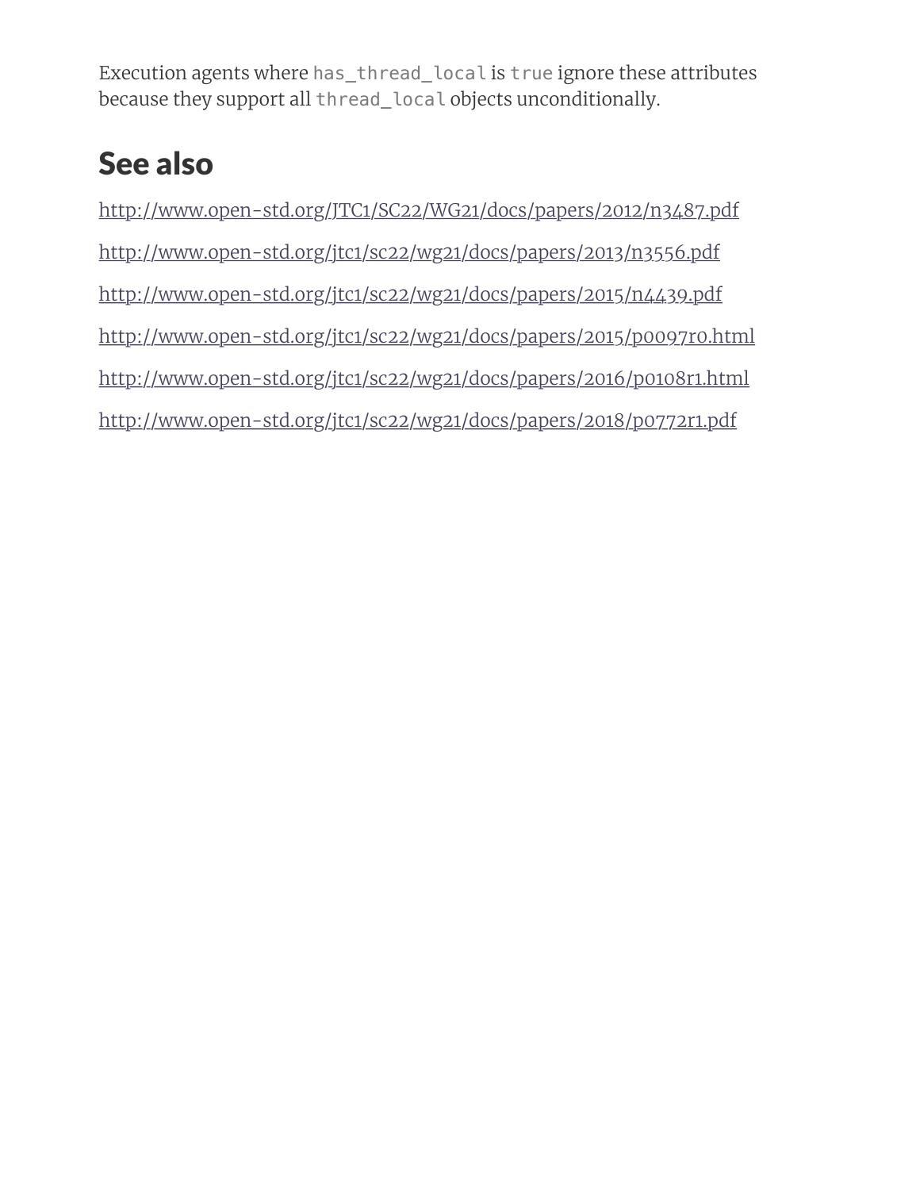Execution agents where `has_thread_local` is `true` ignore these attributes because they support all `thread_local` objects unconditionally.

## See also

http://www.open-std.org/JTC1/SC22/WG21/docs/papers/2012/n3487.pdf

http://www.open-std.org/jtc1/sc22/wg21/docs/papers/2013/n3556.pdf

http://www.open-std.org/jtc1/sc22/wg21/docs/papers/2015/n4439.pdf

http://www.open-std.org/jtc1/sc22/wg21/docs/papers/2015/p0097r0.html

http://www.open-std.org/jtc1/sc22/wg21/docs/papers/2016/p0108r1.html

http://www.open-std.org/jtc1/sc22/wg21/docs/papers/2018/p0772r1.pdf